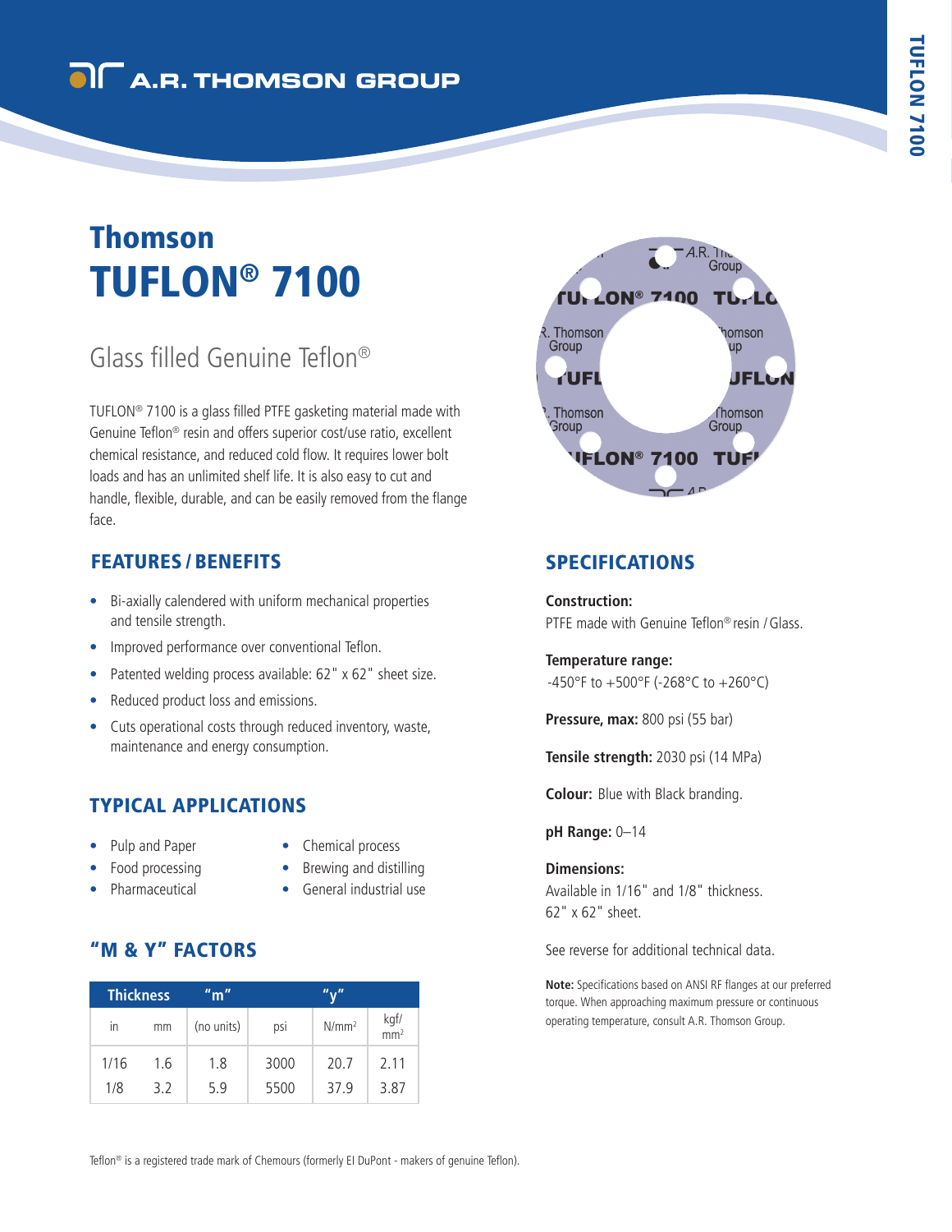A.R. THOMSON GROUP

# Thomson
# TUFLON® 7100

## Glass filled Genuine Teflon®

TUFLON® 7100 is a glass filled PTFE gasketing material made with Genuine Teflon® resin and offers superior cost/use ratio, excellent chemical resistance, and reduced cold flow. It requires lower bolt loads and has an unlimited shelf life. It is also easy to cut and handle, flexible, durable, and can be easily removed from the flange face.

## FEATURES / BENEFITS

- Bi-axially calendered with uniform mechanical properties and tensile strength.
- Improved performance over conventional Teflon.
- Patented welding process available: 62" x 62" sheet size.
- Reduced product loss and emissions.
- Cuts operational costs through reduced inventory, waste, maintenance and energy consumption.

## TYPICAL APPLICATIONS

- Pulp and Paper
- Food processing
- Pharmaceutical
- Chemical process
- Brewing and distilling
- General industrial use

## "M & Y" FACTORS

| Thickness | | "m" | "y" | | |
|---|---|---|---|---|---|
| in | mm | (no units) | psi | N/mm² | kgf/mm² |
| 1/16 | 1.6 | 1.8 | 3000 | 20.7 | 2.11 |
| 1/8 | 3.2 | 5.9 | 5500 | 37.9 | 3.87 |

## SPECIFICATIONS

**Construction:**
PTFE made with Genuine Teflon® resin / Glass.

**Temperature range:**
-450°F to +500°F (-268°C to +260°C)

**Pressure, max:** 800 psi (55 bar)

**Tensile strength:** 2030 psi (14 MPa)

**Colour:** Blue with Black branding.

**pH Range:** 0–14

**Dimensions:**
Available in 1/16" and 1/8" thickness.
62" x 62" sheet.

See reverse for additional technical data.

**Note:** Specifications based on ANSI RF flanges at our preferred torque. When approaching maximum pressure or continuous operating temperature, consult A.R. Thomson Group.

Teflon® is a registered trade mark of Chemours (formerly EI DuPont - makers of genuine Teflon).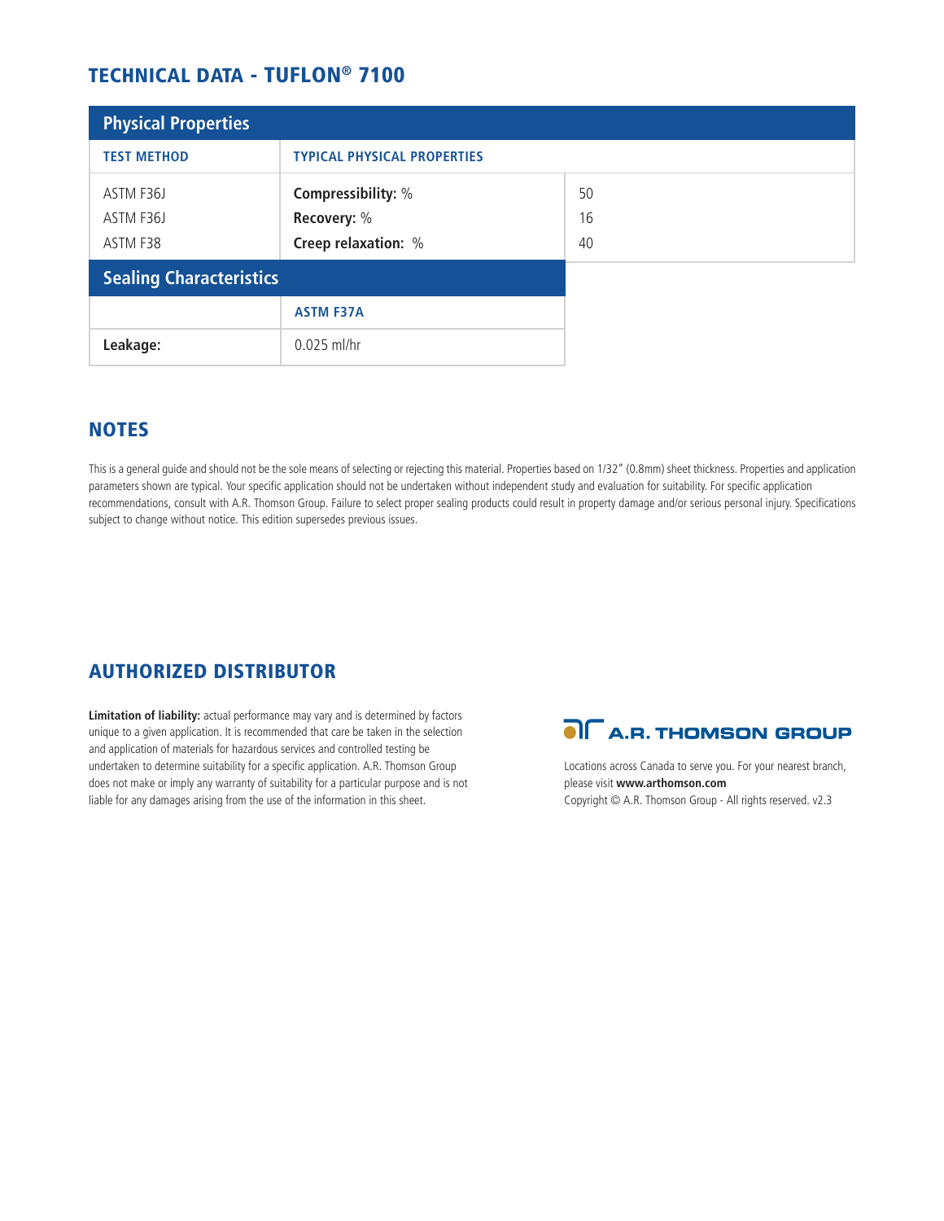## TECHNICAL DATA - TUFLON® 7100

### Physical Properties

| TEST METHOD | TYPICAL PHYSICAL PROPERTIES | |
|---|---|---|
| ASTM F36J | **Compressibility:** % | 50 |
| ASTM F36J | **Recovery:** % | 16 |
| ASTM F38 | **Creep relaxation:** % | 40 |

### Sealing Characteristics

| | ASTM F37A |
|---|---|
| **Leakage:** | 0.025 ml/hr |

## NOTES

This is a general guide and should not be the sole means of selecting or rejecting this material. Properties based on 1/32" (0.8mm) sheet thickness. Properties and application parameters shown are typical. Your specific application should not be undertaken without independent study and evaluation for suitability. For specific application recommendations, consult with A.R. Thomson Group. Failure to select proper sealing products could result in property damage and/or serious personal injury. Specifications subject to change without notice. This edition supersedes previous issues.

## AUTHORIZED DISTRIBUTOR

**Limitation of liability:** actual performance may vary and is determined by factors unique to a given application. It is recommended that care be taken in the selection and application of materials for hazardous services and controlled testing be undertaken to determine suitability for a specific application. A.R. Thomson Group does not make or imply any warranty of suitability for a particular purpose and is not liable for any damages arising from the use of the information in this sheet.

A.R. THOMSON GROUP

Locations across Canada to serve you. For your nearest branch, please visit **www.arthomson.com**
Copyright © A.R. Thomson Group - All rights reserved. v2.3